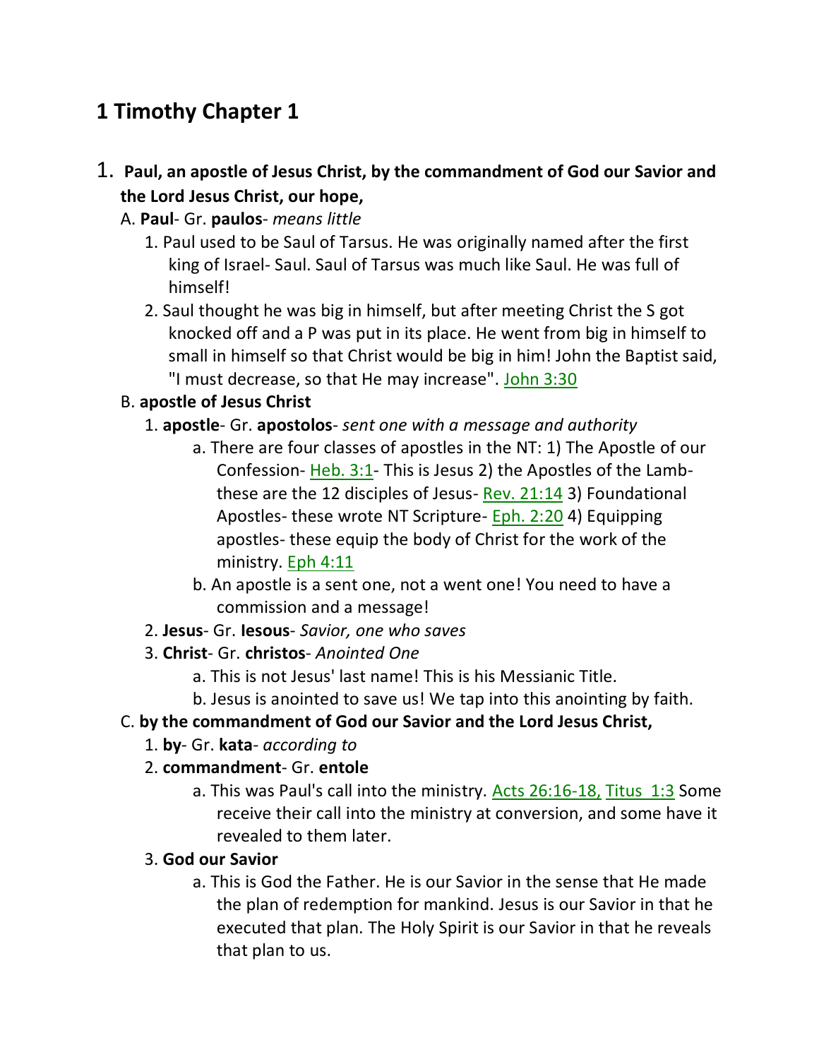# 1 Timothy Chapter 1

1. **Paul, an apostle of Jesus Christ, by the commandment of God our Savior and the Lord Jesus Christ, our hope,**

A. **Paul**- Gr. **paulos**- *means little*

1. Paul used to be Saul of Tarsus. He was originally named after the first king of Israel- Saul. Saul of Tarsus was much like Saul. He was full of himself!
2. Saul thought he was big in himself, but after meeting Christ the S got knocked off and a P was put in its place. He went from big in himself to small in himself so that Christ would be big in him! John the Baptist said, "I must decrease, so that He may increase". John 3:30

B. **apostle of Jesus Christ**

1. **apostle**- Gr. **apostolos**- *sent one with a message and authority*
   - a. There are four classes of apostles in the NT: 1) The Apostle of our Confession- Heb. 3:1- This is Jesus 2) the Apostles of the Lamb- these are the 12 disciples of Jesus- Rev. 21:14 3) Foundational Apostles- these wrote NT Scripture- Eph. 2:20 4) Equipping apostles- these equip the body of Christ for the work of the ministry. Eph 4:11
   - b. An apostle is a sent one, not a went one! You need to have a commission and a message!
2. **Jesus**- Gr. **Iesous**- *Savior, one who saves*
3. **Christ**- Gr. **christos**- *Anointed One*
   - a. This is not Jesus' last name! This is his Messianic Title.
   - b. Jesus is anointed to save us! We tap into this anointing by faith.

C. **by the commandment of God our Savior and the Lord Jesus Christ,**

1. **by**- Gr. **kata**- *according to*
2. **commandment**- Gr. **entole**
   - a. This was Paul's call into the ministry. Acts 26:16-18, Titus 1:3 Some receive their call into the ministry at conversion, and some have it revealed to them later.
3. **God our Savior**
   - a. This is God the Father. He is our Savior in the sense that He made the plan of redemption for mankind. Jesus is our Savior in that he executed that plan. The Holy Spirit is our Savior in that he reveals that plan to us.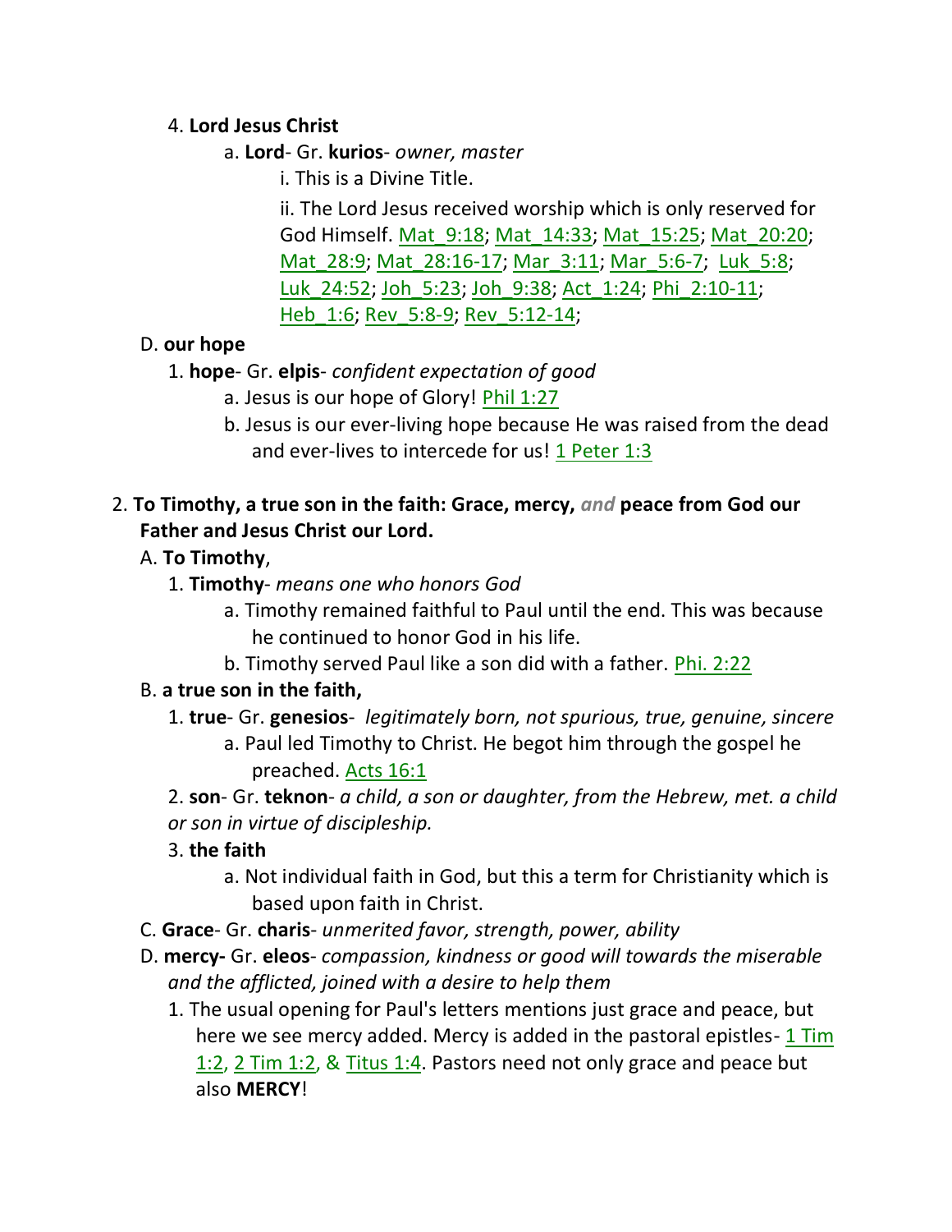4. **Lord Jesus Christ**
    a. **Lord**- Gr. **kurios**- *owner, master*
        i. This is a Divine Title.
        ii. The Lord Jesus received worship which is only reserved for God Himself. Mat_9:18; Mat_14:33; Mat_15:25; Mat_20:20; Mat_28:9; Mat_28:16-17; Mar_3:11; Mar_5:6-7; Luk_5:8; Luk_24:52; Joh_5:23; Joh_9:38; Act_1:24; Phi_2:10-11; Heb_1:6; Rev_5:8-9; Rev_5:12-14;

D. **our hope**
    1. **hope**- Gr. **elpis**- *confident expectation of good*
        a. Jesus is our hope of Glory! Phil 1:27
        b. Jesus is our ever-living hope because He was raised from the dead and ever-lives to intercede for us! 1 Peter 1:3

2. **To Timothy, a true son in the faith: Grace, mercy,** *and* **peace from God our Father and Jesus Christ our Lord.**
    A. **To Timothy**,
        1. **Timothy**- *means one who honors God*
            a. Timothy remained faithful to Paul until the end. This was because he continued to honor God in his life.
            b. Timothy served Paul like a son did with a father. Phi. 2:22
    B. **a true son in the faith,**
        1. **true**- Gr. **genesios**- *legitimately born, not spurious, true, genuine, sincere*
            a. Paul led Timothy to Christ. He begot him through the gospel he preached. Acts 16:1
        2. **son**- Gr. **teknon**- *a child, a son or daughter, from the Hebrew, met. a child or son in virtue of discipleship.*
        3. **the faith**
            a. Not individual faith in God, but this a term for Christianity which is based upon faith in Christ.
    C. **Grace**- Gr. **charis**- *unmerited favor, strength, power, ability*
    D. **mercy-** Gr. **eleos**- *compassion, kindness or good will towards the miserable and the afflicted, joined with a desire to help them*
        1. The usual opening for Paul's letters mentions just grace and peace, but here we see mercy added. Mercy is added in the pastoral epistles- 1 Tim 1:2, 2 Tim 1:2, & Titus 1:4. Pastors need not only grace and peace but also **MERCY**!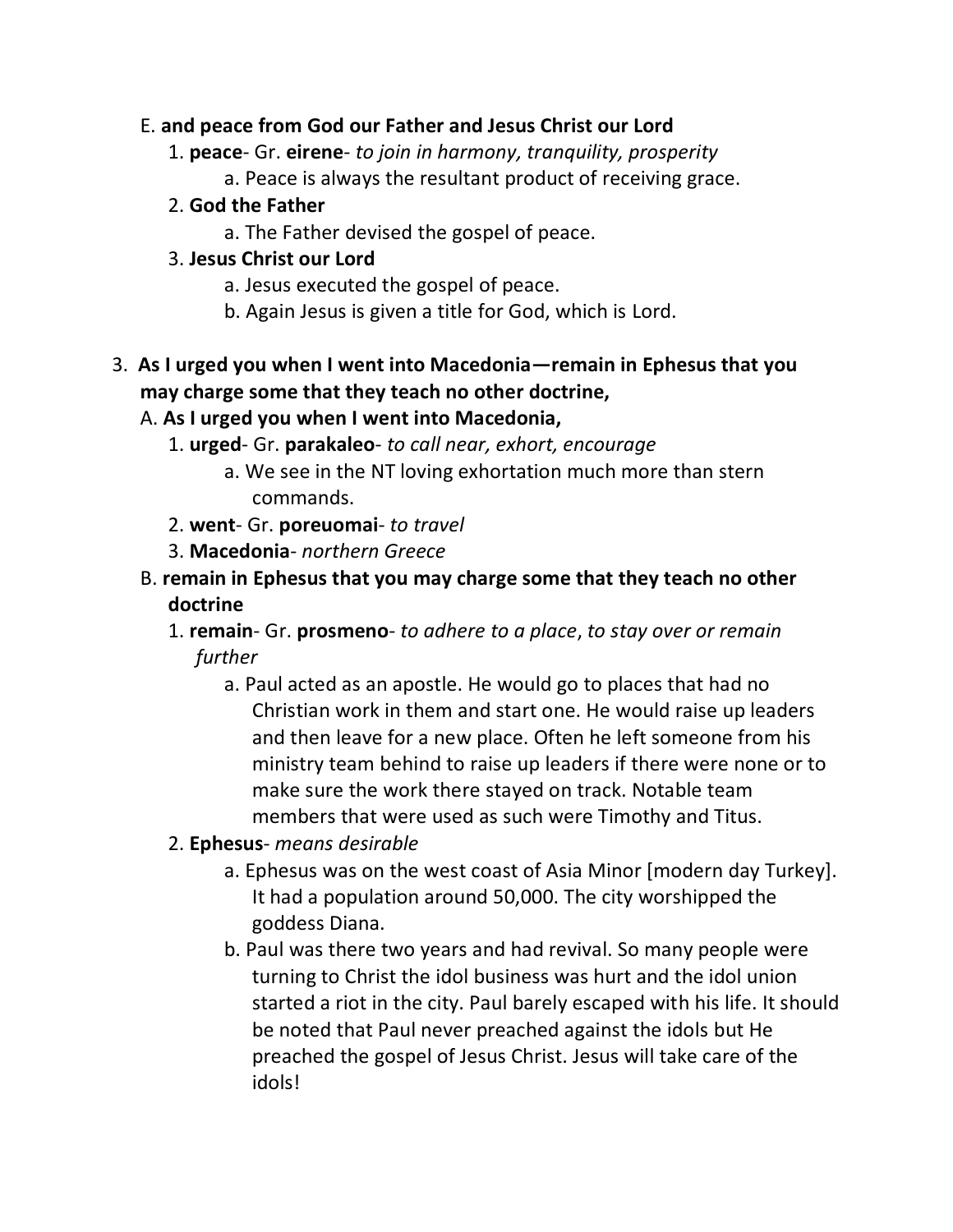E. **and peace from God our Father and Jesus Christ our Lord**

1. **peace**- Gr. **eirene**- *to join in harmony, tranquility, prosperity*
    a. Peace is always the resultant product of receiving grace.
2. **God the Father**
    a. The Father devised the gospel of peace.
3. **Jesus Christ our Lord**
    a. Jesus executed the gospel of peace.
    b. Again Jesus is given a title for God, which is Lord.

3. **As I urged you when I went into Macedonia—remain in Ephesus that you may charge some that they teach no other doctrine,**

A. **As I urged you when I went into Macedonia,**

1. **urged**- Gr. **parakaleo**- *to call near, exhort, encourage*
    a. We see in the NT loving exhortation much more than stern commands.
2. **went**- Gr. **poreuomai**- *to travel*
3. **Macedonia**- *northern Greece*

B. **remain in Ephesus that you may charge some that they teach no other doctrine**

1. **remain**- Gr. **prosmeno**- *to adhere to a place*, *to stay over or remain further*
    a. Paul acted as an apostle. He would go to places that had no Christian work in them and start one. He would raise up leaders and then leave for a new place. Often he left someone from his ministry team behind to raise up leaders if there were none or to make sure the work there stayed on track. Notable team members that were used as such were Timothy and Titus.
2. **Ephesus**- *means desirable*
    a. Ephesus was on the west coast of Asia Minor [modern day Turkey]. It had a population around 50,000. The city worshipped the goddess Diana.
    b. Paul was there two years and had revival. So many people were turning to Christ the idol business was hurt and the idol union started a riot in the city. Paul barely escaped with his life. It should be noted that Paul never preached against the idols but He preached the gospel of Jesus Christ. Jesus will take care of the idols!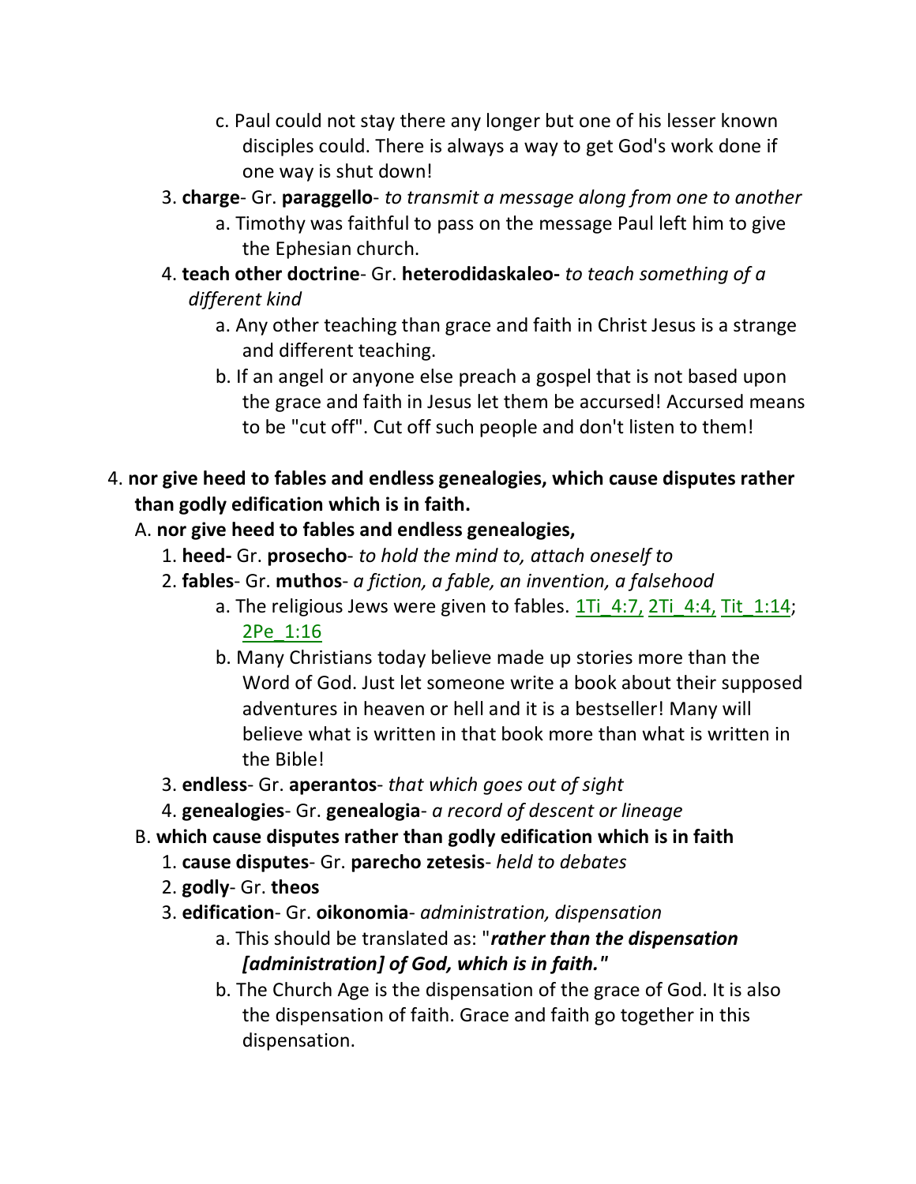c. Paul could not stay there any longer but one of his lesser known disciples could. There is always a way to get God's work done if one way is shut down!

3. **charge**- Gr. **paraggello**- *to transmit a message along from one to another*
    a. Timothy was faithful to pass on the message Paul left him to give the Ephesian church.
4. **teach other doctrine**- Gr. **heterodidaskaleo-** *to teach something of a different kind*
    a. Any other teaching than grace and faith in Christ Jesus is a strange and different teaching.
    b. If an angel or anyone else preach a gospel that is not based upon the grace and faith in Jesus let them be accursed! Accursed means to be "cut off". Cut off such people and don't listen to them!

4. **nor give heed to fables and endless genealogies, which cause disputes rather than godly edification which is in faith.**

A. **nor give heed to fables and endless genealogies,**

1. **heed-** Gr. **prosecho**- *to hold the mind to, attach oneself to*
2. **fables**- Gr. **muthos**- *a fiction, a fable, an invention, a falsehood*
    a. The religious Jews were given to fables. 1Ti_4:7, 2Ti_4:4, Tit_1:14; 2Pe_1:16
    b. Many Christians today believe made up stories more than the Word of God. Just let someone write a book about their supposed adventures in heaven or hell and it is a bestseller! Many will believe what is written in that book more than what is written in the Bible!
3. **endless**- Gr. **aperantos**- *that which goes out of sight*
4. **genealogies**- Gr. **genealogia**- *a record of descent or lineage*

B. **which cause disputes rather than godly edification which is in faith**

1. **cause disputes**- Gr. **parecho zetesis**- *held to debates*
2. **godly**- Gr. **theos**
3. **edification**- Gr. **oikonomia**- *administration, dispensation*
    a. This should be translated as: "***rather than the dispensation [administration] of God, which is in faith."***
    b. The Church Age is the dispensation of the grace of God. It is also the dispensation of faith. Grace and faith go together in this dispensation.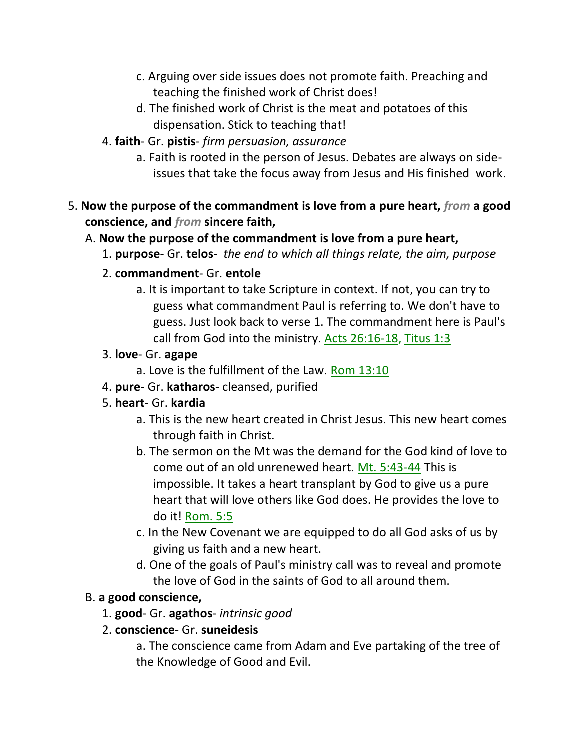c. Arguing over side issues does not promote faith. Preaching and teaching the finished work of Christ does!

d. The finished work of Christ is the meat and potatoes of this dispensation. Stick to teaching that!

4. **faith**- Gr. **pistis**- *firm persuasion, assurance*

a. Faith is rooted in the person of Jesus. Debates are always on side-issues that take the focus away from Jesus and His finished work.

5. **Now the purpose of the commandment is love from a pure heart, *from* a good conscience, and *from* sincere faith,**

A. **Now the purpose of the commandment is love from a pure heart,**

1. **purpose**- Gr. **telos**- *the end to which all things relate, the aim, purpose*

2. **commandment**- Gr. **entole**

a. It is important to take Scripture in context. If not, you can try to guess what commandment Paul is referring to. We don't have to guess. Just look back to verse 1. The commandment here is Paul's call from God into the ministry. Acts 26:16-18, Titus 1:3

3. **love**- Gr. **agape**

a. Love is the fulfillment of the Law. Rom 13:10

4. **pure**- Gr. **katharos**- cleansed, purified

5. **heart**- Gr. **kardia**

a. This is the new heart created in Christ Jesus. This new heart comes through faith in Christ.

b. The sermon on the Mt was the demand for the God kind of love to come out of an old unrenewed heart. Mt. 5:43-44 This is impossible. It takes a heart transplant by God to give us a pure heart that will love others like God does. He provides the love to do it! Rom. 5:5

c. In the New Covenant we are equipped to do all God asks of us by giving us faith and a new heart.

d. One of the goals of Paul's ministry call was to reveal and promote the love of God in the saints of God to all around them.

B. **a good conscience,**

1. **good**- Gr. **agathos**- *intrinsic good*

2. **conscience**- Gr. **suneidesis**

a. The conscience came from Adam and Eve partaking of the tree of the Knowledge of Good and Evil.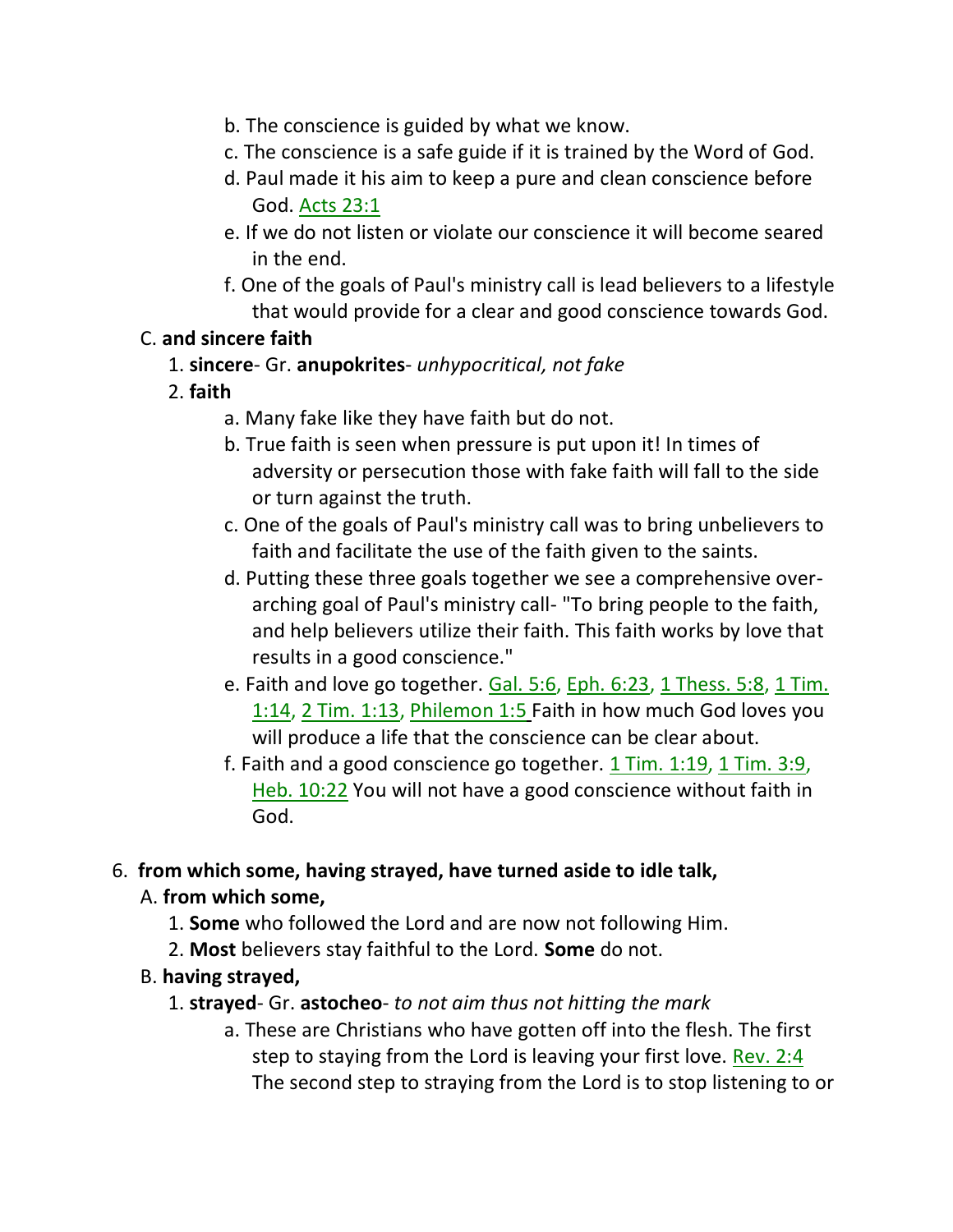b. The conscience is guided by what we know.

c. The conscience is a safe guide if it is trained by the Word of God.

d. Paul made it his aim to keep a pure and clean conscience before God. Acts 23:1

e. If we do not listen or violate our conscience it will become seared in the end.

f. One of the goals of Paul's ministry call is lead believers to a lifestyle that would provide for a clear and good conscience towards God.

C. **and sincere faith**

1. **sincere**- Gr. **anupokrites**- *unhypocritical, not fake*

2. **faith**

a. Many fake like they have faith but do not.

b. True faith is seen when pressure is put upon it! In times of adversity or persecution those with fake faith will fall to the side or turn against the truth.

c. One of the goals of Paul's ministry call was to bring unbelievers to faith and facilitate the use of the faith given to the saints.

d. Putting these three goals together we see a comprehensive over-arching goal of Paul's ministry call- "To bring people to the faith, and help believers utilize their faith. This faith works by love that results in a good conscience."

e. Faith and love go together. Gal. 5:6, Eph. 6:23, 1 Thess. 5:8, 1 Tim. 1:14, 2 Tim. 1:13, Philemon 1:5 Faith in how much God loves you will produce a life that the conscience can be clear about.

f. Faith and a good conscience go together. 1 Tim. 1:19, 1 Tim. 3:9, Heb. 10:22 You will not have a good conscience without faith in God.

6. **from which some, having strayed, have turned aside to idle talk,**

A. **from which some,**

1. **Some** who followed the Lord and are now not following Him.

2. **Most** believers stay faithful to the Lord. **Some** do not.

B. **having strayed,**

1. **strayed**- Gr. **astocheo**- *to not aim thus not hitting the mark*

a. These are Christians who have gotten off into the flesh. The first step to staying from the Lord is leaving your first love. Rev. 2:4 The second step to straying from the Lord is to stop listening to or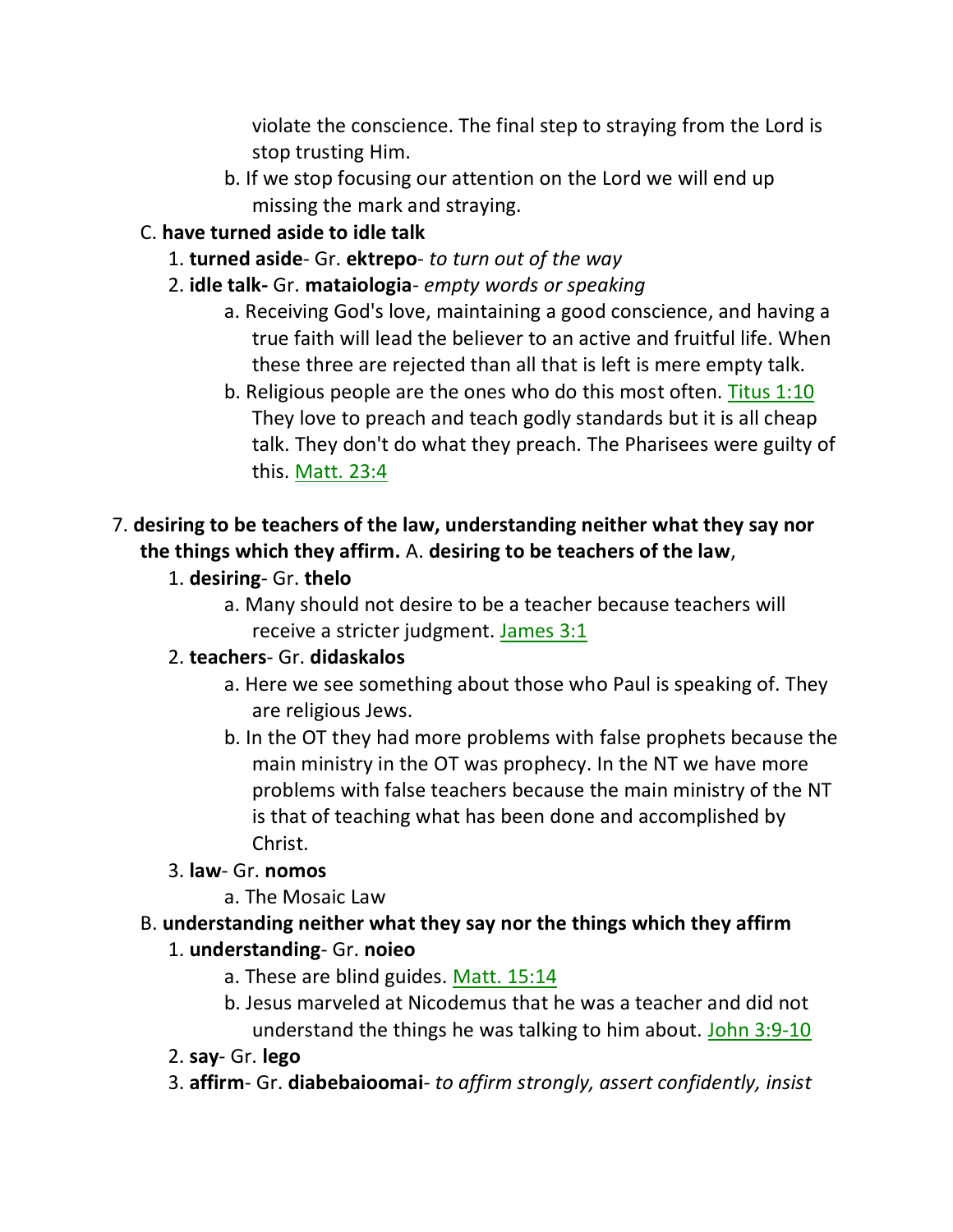violate the conscience. The final step to straying from the Lord is stop trusting Him.

b. If we stop focusing our attention on the Lord we will end up missing the mark and straying.

C. **have turned aside to idle talk**

1. **turned aside**- Gr. **ektrepo**- *to turn out of the way*

2. **idle talk-** Gr. **mataiologia**- *empty words or speaking*

a. Receiving God's love, maintaining a good conscience, and having a true faith will lead the believer to an active and fruitful life. When these three are rejected than all that is left is mere empty talk.

b. Religious people are the ones who do this most often. Titus 1:10 They love to preach and teach godly standards but it is all cheap talk. They don't do what they preach. The Pharisees were guilty of this. Matt. 23:4

7. **desiring to be teachers of the law, understanding neither what they say nor the things which they affirm.** A. **desiring to be teachers of the law**,

1. **desiring**- Gr. **thelo**

a. Many should not desire to be a teacher because teachers will receive a stricter judgment. James 3:1

2. **teachers**- Gr. **didaskalos**

a. Here we see something about those who Paul is speaking of. They are religious Jews.

b. In the OT they had more problems with false prophets because the main ministry in the OT was prophecy. In the NT we have more problems with false teachers because the main ministry of the NT is that of teaching what has been done and accomplished by Christ.

3. **law**- Gr. **nomos**

a. The Mosaic Law

B. **understanding neither what they say nor the things which they affirm**

1. **understanding**- Gr. **noieo**

a. These are blind guides. Matt. 15:14

b. Jesus marveled at Nicodemus that he was a teacher and did not understand the things he was talking to him about. John 3:9-10

2. **say**- Gr. **lego**

3. **affirm**- Gr. **diabebaioomai**- *to affirm strongly, assert confidently, insist*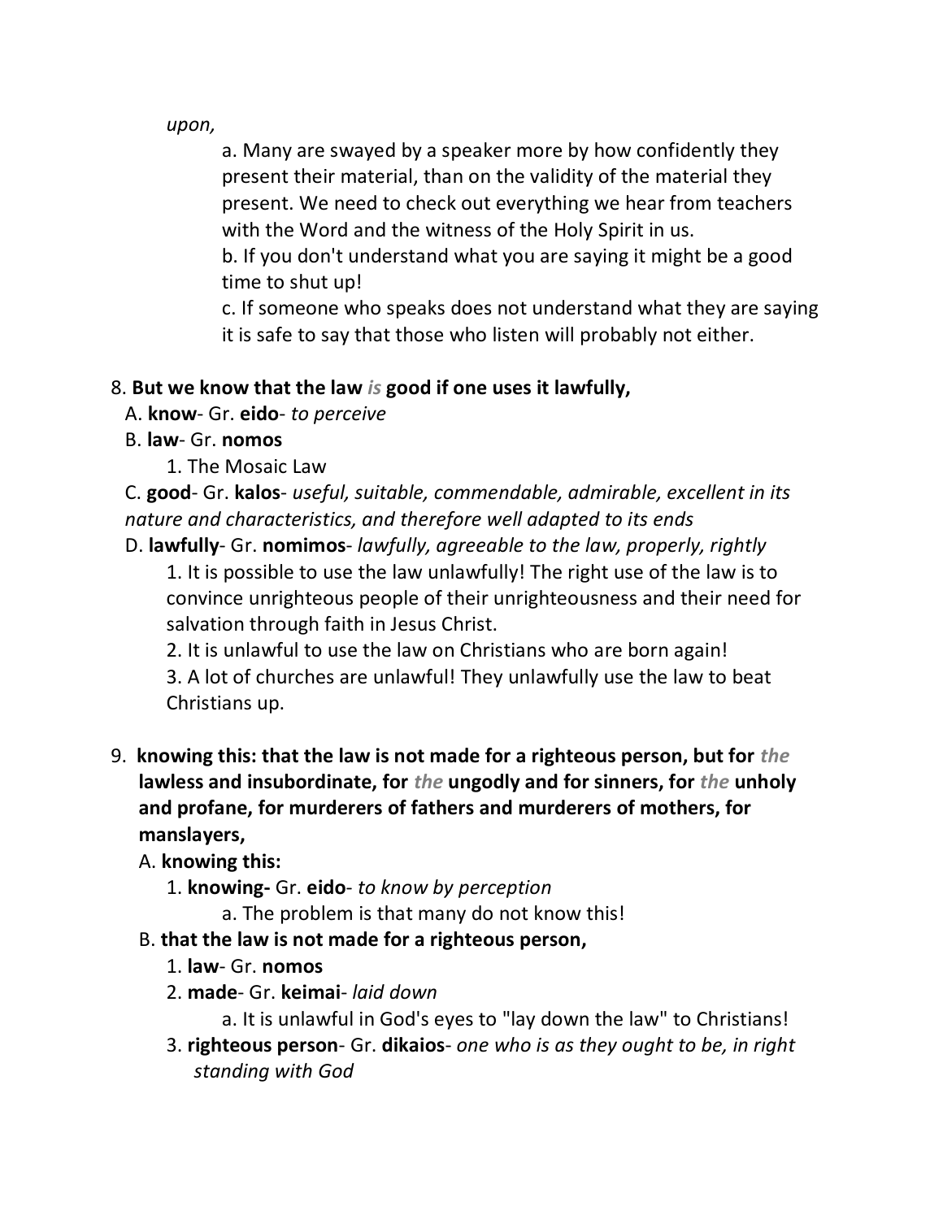*upon,*

a. Many are swayed by a speaker more by how confidently they present their material, than on the validity of the material they present. We need to check out everything we hear from teachers with the Word and the witness of the Holy Spirit in us.

b. If you don't understand what you are saying it might be a good time to shut up!

c. If someone who speaks does not understand what they are saying it is safe to say that those who listen will probably not either.

8. **But we know that the law *is* good if one uses it lawfully,**

   A. **know**- Gr. **eido**- *to perceive*

   B. **law**- Gr. **nomos**

      1. The Mosaic Law

   C. **good**- Gr. **kalos**- *useful, suitable, commendable, admirable, excellent in its nature and characteristics, and therefore well adapted to its ends*

   D. **lawfully**- Gr. **nomimos**- *lawfully, agreeable to the law, properly, rightly*

      1. It is possible to use the law unlawfully! The right use of the law is to convince unrighteous people of their unrighteousness and their need for salvation through faith in Jesus Christ.

      2. It is unlawful to use the law on Christians who are born again!

      3. A lot of churches are unlawful! They unlawfully use the law to beat Christians up.

9. **knowing this: that the law is not made for a righteous person, but for *the* lawless and insubordinate, for *the* ungodly and for sinners, for *the* unholy and profane, for murderers of fathers and murderers of mothers, for manslayers,**

   A. **knowing this:**

      1. **knowing-** Gr. **eido**- *to know by perception*

         a. The problem is that many do not know this!

   B. **that the law is not made for a righteous person,**

      1. **law**- Gr. **nomos**

      2. **made**- Gr. **keimai**- *laid down*

         a. It is unlawful in God's eyes to "lay down the law" to Christians!

      3. **righteous person**- Gr. **dikaios**- *one who is as they ought to be, in right standing with God*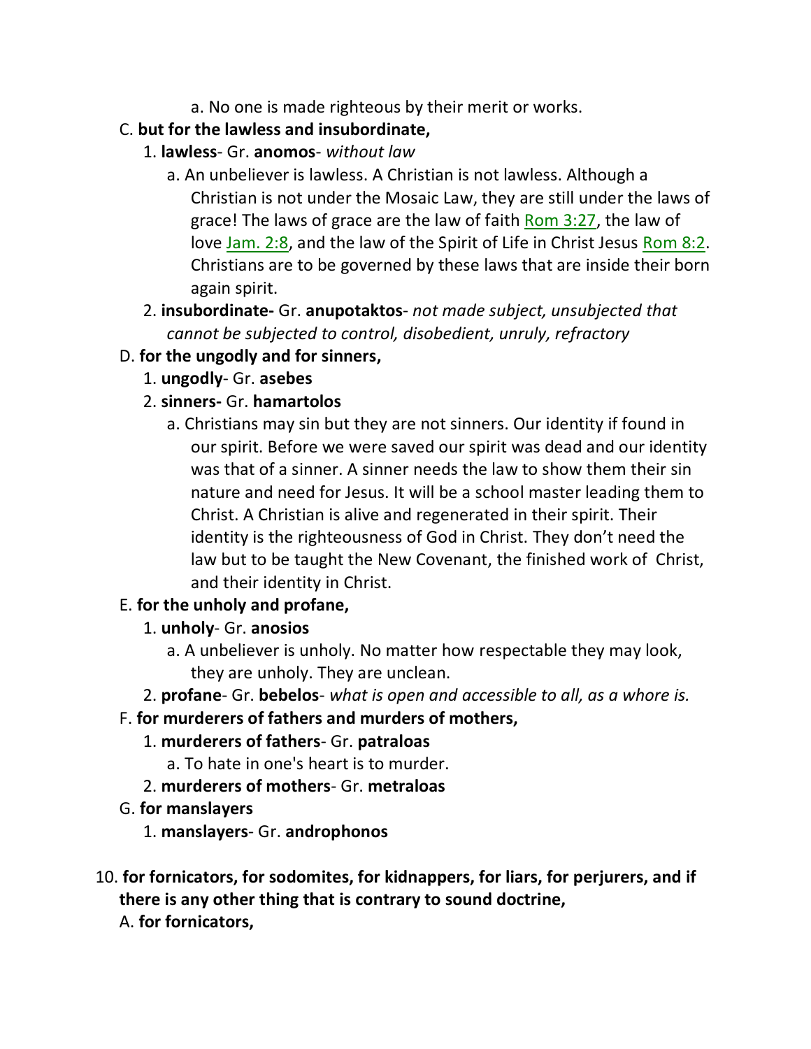a. No one is made righteous by their merit or works.

C. **but for the lawless and insubordinate,**

   1. **lawless**- Gr. **anomos**- *without law*

      a. An unbeliever is lawless. A Christian is not lawless. Although a Christian is not under the Mosaic Law, they are still under the laws of grace! The laws of grace are the law of faith Rom 3:27, the law of love Jam. 2:8, and the law of the Spirit of Life in Christ Jesus Rom 8:2. Christians are to be governed by these laws that are inside their born again spirit.

   2. **insubordinate-** Gr. **anupotaktos**- *not made subject, unsubjected that cannot be subjected to control, disobedient, unruly, refractory*

D. **for the ungodly and for sinners,**

   1. **ungodly**- Gr. **asebes**

   2. **sinners-** Gr. **hamartolos**

      a. Christians may sin but they are not sinners. Our identity if found in our spirit. Before we were saved our spirit was dead and our identity was that of a sinner. A sinner needs the law to show them their sin nature and need for Jesus. It will be a school master leading them to Christ. A Christian is alive and regenerated in their spirit. Their identity is the righteousness of God in Christ. They don't need the law but to be taught the New Covenant, the finished work of Christ, and their identity in Christ.

E. **for the unholy and profane,**

   1. **unholy**- Gr. **anosios**

      a. A unbeliever is unholy. No matter how respectable they may look, they are unholy. They are unclean.

   2. **profane**- Gr. **bebelos**- *what is open and accessible to all, as a whore is.*

F. **for murderers of fathers and murders of mothers,**

   1. **murderers of fathers**- Gr. **patraloas**

      a. To hate in one's heart is to murder.

   2. **murderers of mothers**- Gr. **metraloas**

G. **for manslayers**

   1. **manslayers**- Gr. **androphonos**

10. **for fornicators, for sodomites, for kidnappers, for liars, for perjurers, and if there is any other thing that is contrary to sound doctrine,**

A. **for fornicators,**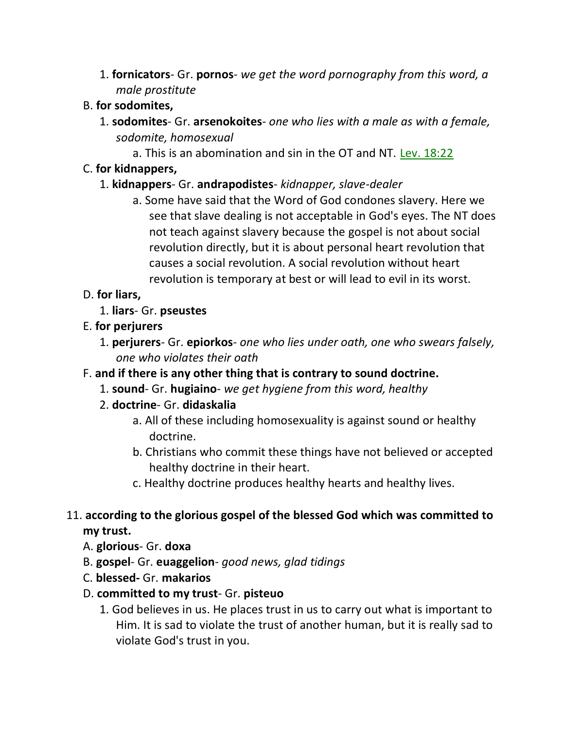1. **fornicators**- Gr. **pornos**- *we get the word pornography from this word, a male prostitute*

B. **for sodomites,**

1. **sodomites**- Gr. **arsenokoites**- *one who lies with a male as with a female, sodomite, homosexual*
    a. This is an abomination and sin in the OT and NT. Lev. 18:22

C. **for kidnappers,**

1. **kidnappers**- Gr. **andrapodistes**- *kidnapper, slave-dealer*
    a. Some have said that the Word of God condones slavery. Here we see that slave dealing is not acceptable in God's eyes. The NT does not teach against slavery because the gospel is not about social revolution directly, but it is about personal heart revolution that causes a social revolution. A social revolution without heart revolution is temporary at best or will lead to evil in its worst.

D. **for liars,**

1. **liars**- Gr. **pseustes**

E. **for perjurers**

1. **perjurers**- Gr. **epiorkos**- *one who lies under oath, one who swears falsely, one who violates their oath*

F. **and if there is any other thing that is contrary to sound doctrine.**

1. **sound**- Gr. **hugiaino**- *we get hygiene from this word, healthy*
2. **doctrine**- Gr. **didaskalia**
    a. All of these including homosexuality is against sound or healthy doctrine.
    b. Christians who commit these things have not believed or accepted healthy doctrine in their heart.
    c. Healthy doctrine produces healthy hearts and healthy lives.

11. **according to the glorious gospel of the blessed God which was committed to my trust.**

A. **glorious**- Gr. **doxa**

B. **gospel**- Gr. **euaggelion**- *good news, glad tidings*

C. **blessed-** Gr. **makarios**

D. **committed to my trust**- Gr. **pisteuo**

1. God believes in us. He places trust in us to carry out what is important to Him. It is sad to violate the trust of another human, but it is really sad to violate God's trust in you.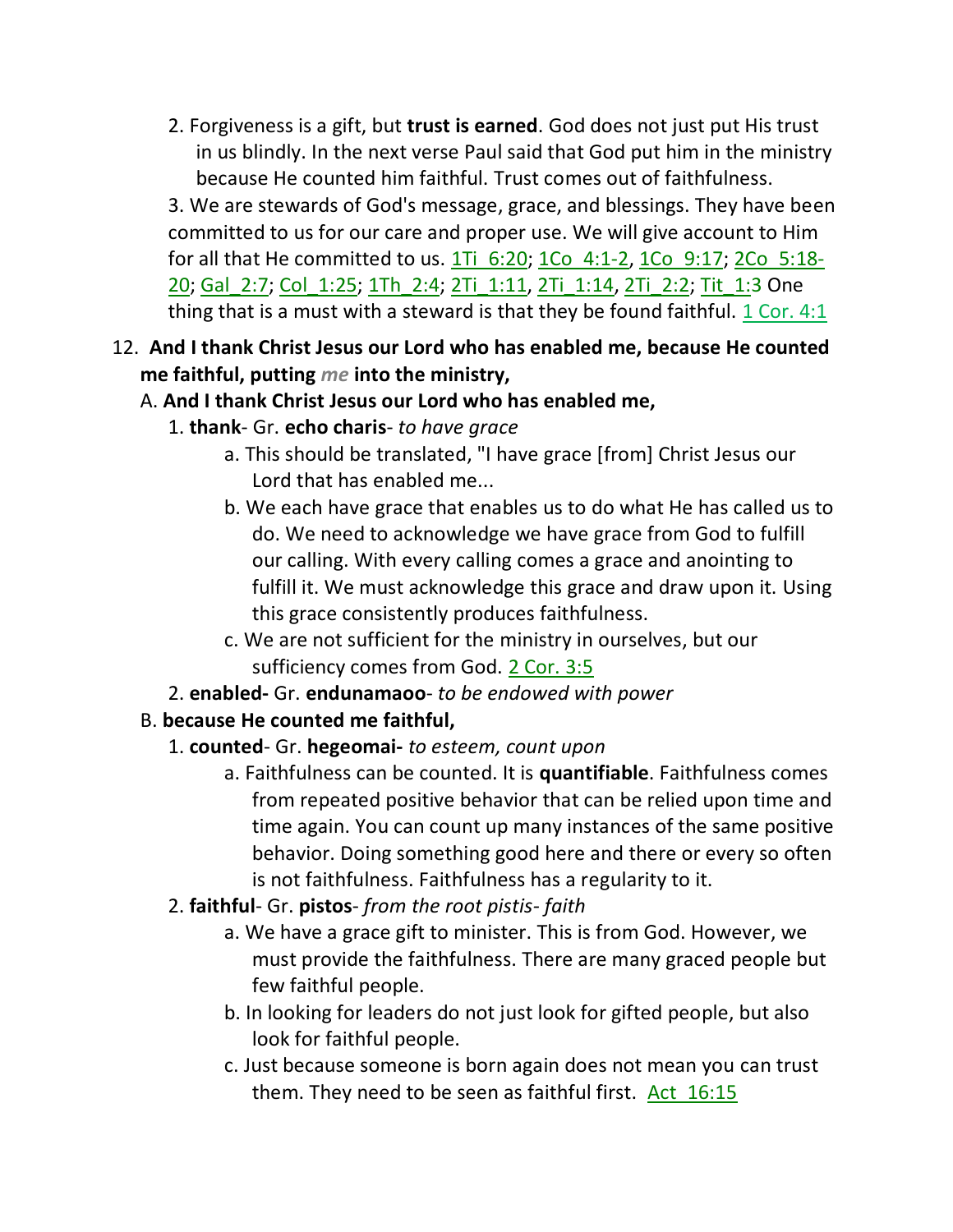2. Forgiveness is a gift, but **trust is earned**. God does not just put His trust in us blindly. In the next verse Paul said that God put him in the ministry because He counted him faithful. Trust comes out of faithfulness.

3. We are stewards of God's message, grace, and blessings. They have been committed to us for our care and proper use. We will give account to Him for all that He committed to us. 1Ti_6:20; 1Co_4:1-2, 1Co_9:17; 2Co_5:18-20; Gal_2:7; Col_1:25; 1Th_2:4; 2Ti_1:11, 2Ti_1:14, 2Ti_2:2; Tit_1:3 One thing that is a must with a steward is that they be found faithful. 1 Cor. 4:1

12. **And I thank Christ Jesus our Lord who has enabled me, because He counted me faithful, putting *me* into the ministry,**

A. **And I thank Christ Jesus our Lord who has enabled me,**

1. **thank**- Gr. **echo charis**- *to have grace*
   - a. This should be translated, "I have grace [from] Christ Jesus our Lord that has enabled me...
   - b. We each have grace that enables us to do what He has called us to do. We need to acknowledge we have grace from God to fulfill our calling. With every calling comes a grace and anointing to fulfill it. We must acknowledge this grace and draw upon it. Using this grace consistently produces faithfulness.
   - c. We are not sufficient for the ministry in ourselves, but our sufficiency comes from God. 2 Cor. 3:5
2. **enabled-** Gr. **endunamaoo**- *to be endowed with power*

B. **because He counted me faithful,**

1. **counted**- Gr. **hegeomai-** *to esteem, count upon*
   - a. Faithfulness can be counted. It is **quantifiable**. Faithfulness comes from repeated positive behavior that can be relied upon time and time again. You can count up many instances of the same positive behavior. Doing something good here and there or every so often is not faithfulness. Faithfulness has a regularity to it.
2. **faithful**- Gr. **pistos**- *from the root pistis- faith*
   - a. We have a grace gift to minister. This is from God. However, we must provide the faithfulness. There are many graced people but few faithful people.
   - b. In looking for leaders do not just look for gifted people, but also look for faithful people.
   - c. Just because someone is born again does not mean you can trust them. They need to be seen as faithful first. Act_16:15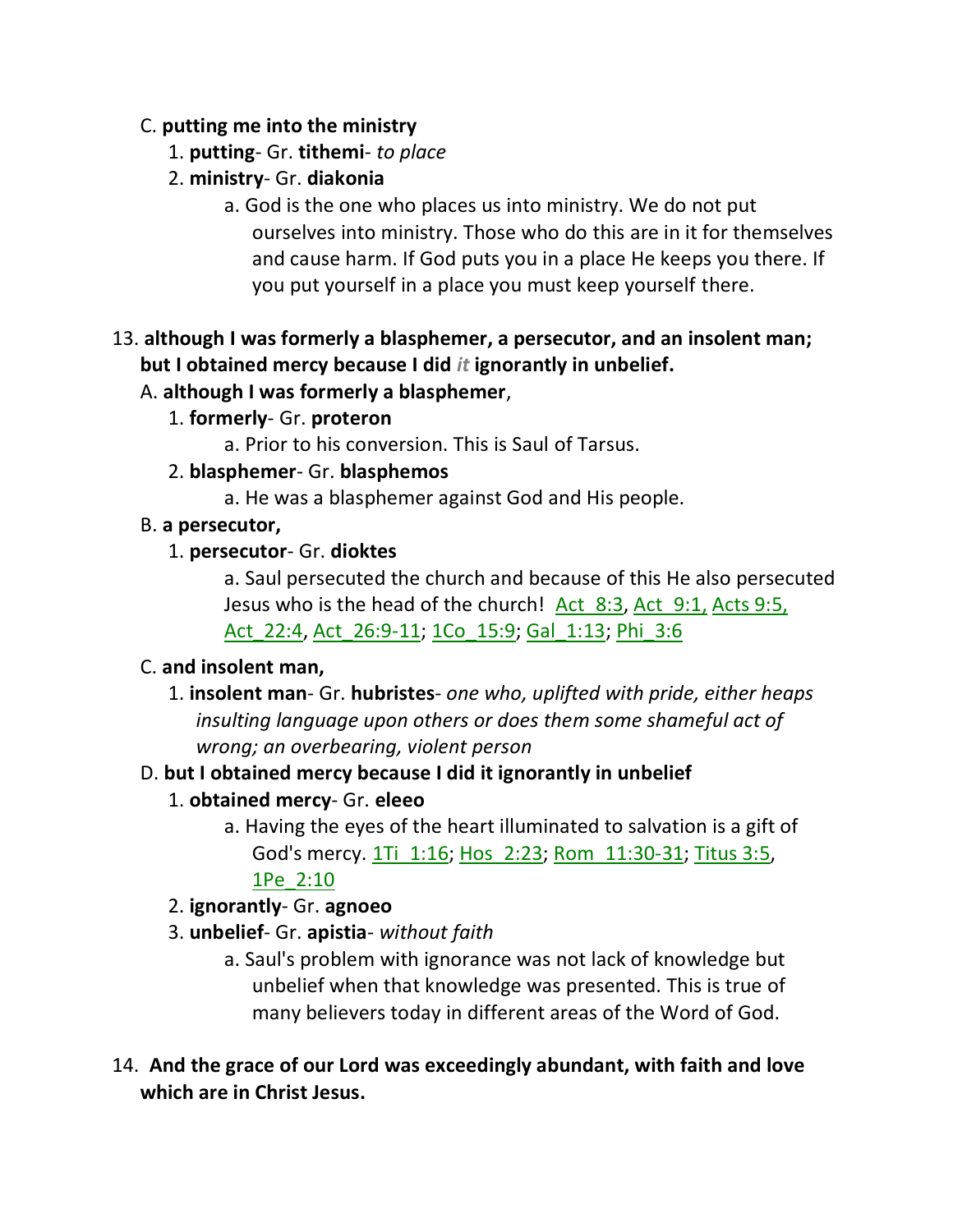C. **putting me into the ministry**

1. **putting**- Gr. **tithemi**- *to place*
2. **ministry**- Gr. **diakonia**

   a. God is the one who places us into ministry. We do not put ourselves into ministry. Those who do this are in it for themselves and cause harm. If God puts you in a place He keeps you there. If you put yourself in a place you must keep yourself there.

13. **although I was formerly a blasphemer, a persecutor, and an insolent man; but I obtained mercy because I did** ***it*** **ignorantly in unbelief.**

A. **although I was formerly a blasphemer**,

1. **formerly**- Gr. **proteron**

   a. Prior to his conversion. This is Saul of Tarsus.

2. **blasphemer**- Gr. **blasphemos**

   a. He was a blasphemer against God and His people.

B. **a persecutor,**

1. **persecutor**- Gr. **dioktes**

   a. Saul persecuted the church and because of this He also persecuted Jesus who is the head of the church! Act_8:3, Act_9:1, Acts 9:5, Act_22:4, Act_26:9-11; 1Co_15:9; Gal_1:13; Phi_3:6

C. **and insolent man,**

1. **insolent man**- Gr. **hubristes**- *one who, uplifted with pride, either heaps insulting language upon others or does them some shameful act of wrong; an overbearing, violent person*

D. **but I obtained mercy because I did it ignorantly in unbelief**

1. **obtained mercy**- Gr. **eleeo**

   a. Having the eyes of the heart illuminated to salvation is a gift of God's mercy. 1Ti_1:16; Hos_2:23; Rom_11:30-31; Titus 3:5, 1Pe_2:10

2. **ignorantly**- Gr. **agnoeo**
3. **unbelief**- Gr. **apistia**- *without faith*

   a. Saul's problem with ignorance was not lack of knowledge but unbelief when that knowledge was presented. This is true of many believers today in different areas of the Word of God.

14. **And the grace of our Lord was exceedingly abundant, with faith and love which are in Christ Jesus.**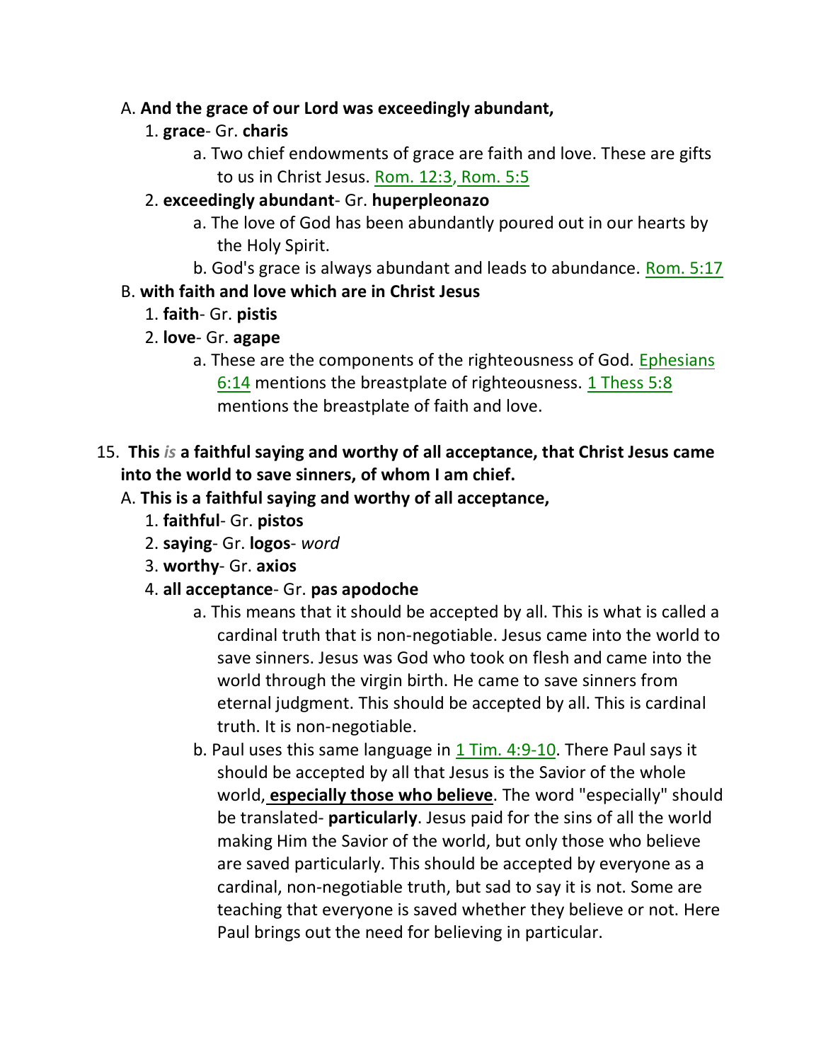A. **And the grace of our Lord was exceedingly abundant,**

1. **grace**- Gr. **charis**
   a. Two chief endowments of grace are faith and love. These are gifts to us in Christ Jesus. Rom. 12:3, Rom. 5:5
2. **exceedingly abundant**- Gr. **huperpleonazo**
   a. The love of God has been abundantly poured out in our hearts by the Holy Spirit.
   b. God's grace is always abundant and leads to abundance. Rom. 5:17

B. **with faith and love which are in Christ Jesus**

1. **faith**- Gr. **pistis**
2. **love**- Gr. **agape**
   a. These are the components of the righteousness of God. Ephesians 6:14 mentions the breastplate of righteousness. 1 Thess 5:8 mentions the breastplate of faith and love.

15. **This *is* a faithful saying and worthy of all acceptance, that Christ Jesus came into the world to save sinners, of whom I am chief.**

A. **This is a faithful saying and worthy of all acceptance,**

1. **faithful**- Gr. **pistos**
2. **saying**- Gr. **logos**- *word*
3. **worthy**- Gr. **axios**
4. **all acceptance**- Gr. **pas apodoche**
   a. This means that it should be accepted by all. This is what is called a cardinal truth that is non-negotiable. Jesus came into the world to save sinners. Jesus was God who took on flesh and came into the world through the virgin birth. He came to save sinners from eternal judgment. This should be accepted by all. This is cardinal truth. It is non-negotiable.
   b. Paul uses this same language in 1 Tim. 4:9-10. There Paul says it should be accepted by all that Jesus is the Savior of the whole world, **especially those who believe**. The word "especially" should be translated- **particularly**. Jesus paid for the sins of all the world making Him the Savior of the world, but only those who believe are saved particularly. This should be accepted by everyone as a cardinal, non-negotiable truth, but sad to say it is not. Some are teaching that everyone is saved whether they believe or not. Here Paul brings out the need for believing in particular.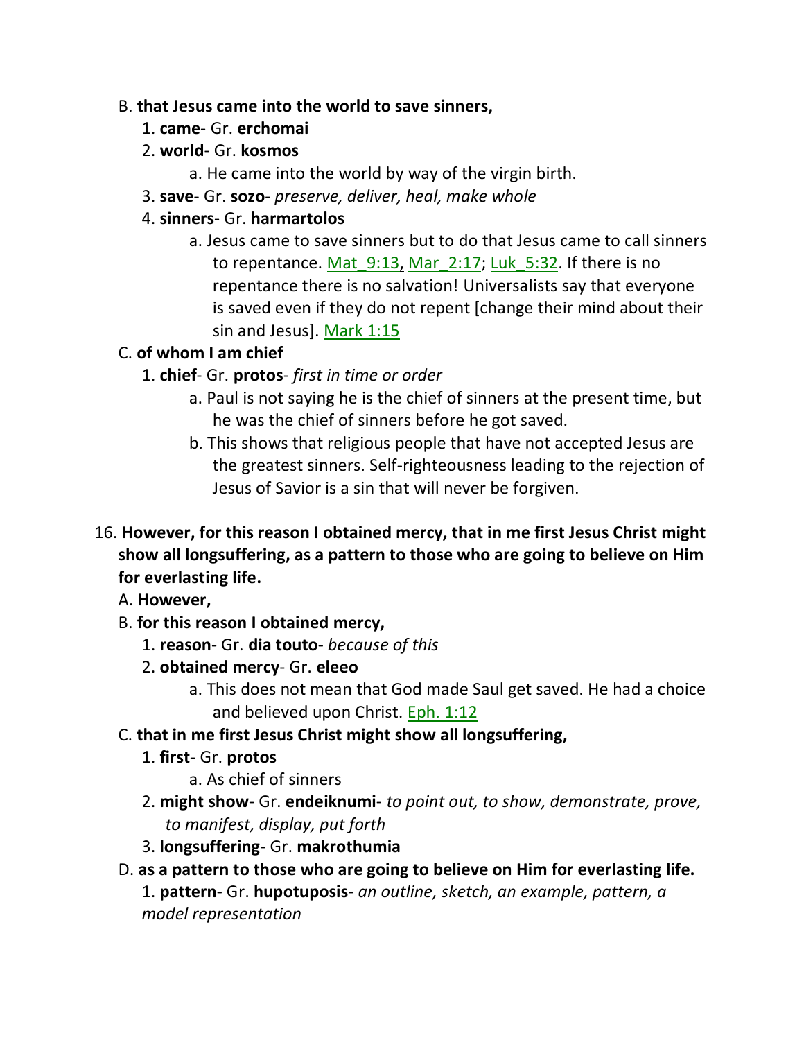B. **that Jesus came into the world to save sinners,**

1. **came**- Gr. **erchomai**
2. **world**- Gr. **kosmos**
    a. He came into the world by way of the virgin birth.
3. **save**- Gr. **sozo**- *preserve, deliver, heal, make whole*
4. **sinners**- Gr. **harmartolos**
    a. Jesus came to save sinners but to do that Jesus came to call sinners to repentance. Mat_9:13, Mar_2:17; Luk_5:32. If there is no repentance there is no salvation! Universalists say that everyone is saved even if they do not repent [change their mind about their sin and Jesus]. Mark 1:15

C. **of whom I am chief**

1. **chief**- Gr. **protos**- *first in time or order*
    a. Paul is not saying he is the chief of sinners at the present time, but he was the chief of sinners before he got saved.
    b. This shows that religious people that have not accepted Jesus are the greatest sinners. Self-righteousness leading to the rejection of Jesus of Savior is a sin that will never be forgiven.

16. **However, for this reason I obtained mercy, that in me first Jesus Christ might show all longsuffering, as a pattern to those who are going to believe on Him for everlasting life.**

A. **However,**

B. **for this reason I obtained mercy,**

1. **reason**- Gr. **dia touto**- *because of this*
2. **obtained mercy**- Gr. **eleeo**
    a. This does not mean that God made Saul get saved. He had a choice and believed upon Christ. Eph. 1:12

C. **that in me first Jesus Christ might show all longsuffering,**

1. **first**- Gr. **protos**
    a. As chief of sinners
2. **might show**- Gr. **endeiknumi**- *to point out, to show, demonstrate, prove, to manifest, display, put forth*
3. **longsuffering**- Gr. **makrothumia**

D. **as a pattern to those who are going to believe on Him for everlasting life.**

1. **pattern**- Gr. **hupotuposis**- *an outline, sketch, an example, pattern, a model representation*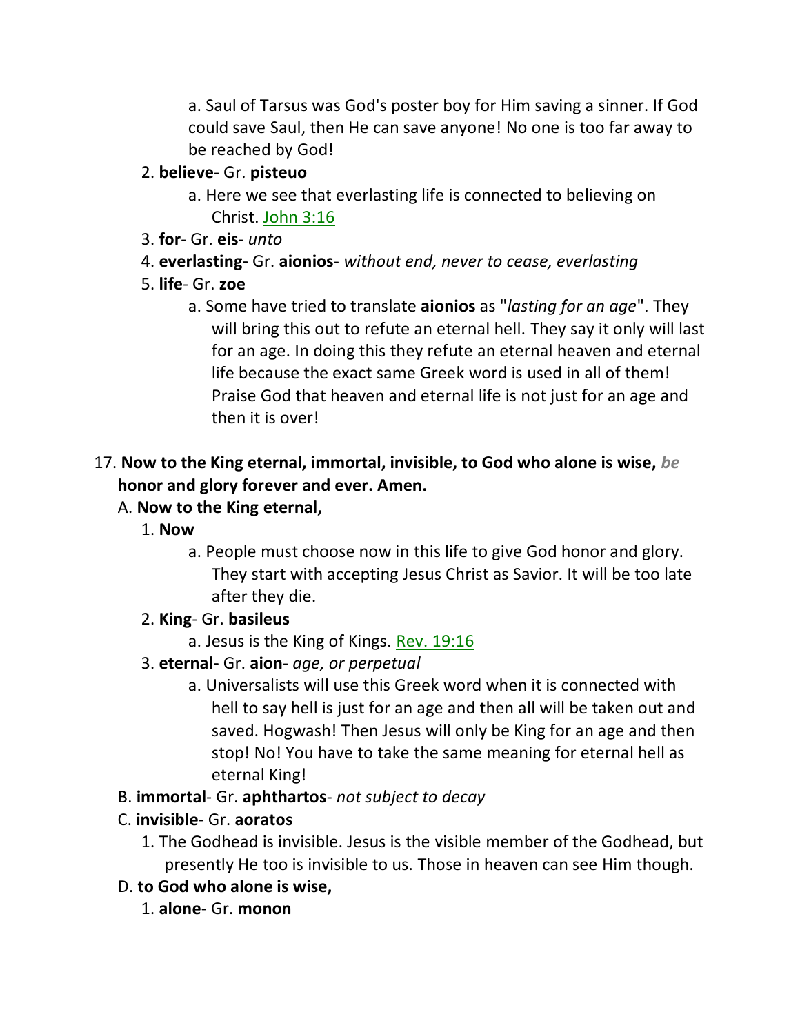a. Saul of Tarsus was God's poster boy for Him saving a sinner. If God could save Saul, then He can save anyone! No one is too far away to be reached by God!

2. **believe**- Gr. **pisteuo**
   - a. Here we see that everlasting life is connected to believing on Christ. John 3:16
3. **for**- Gr. **eis**- *unto*
4. **everlasting-** Gr. **aionios**- *without end, never to cease, everlasting*
5. **life**- Gr. **zoe**
   - a. Some have tried to translate **aionios** as "*lasting for an age*". They will bring this out to refute an eternal hell. They say it only will last for an age. In doing this they refute an eternal heaven and eternal life because the exact same Greek word is used in all of them! Praise God that heaven and eternal life is not just for an age and then it is over!

17. **Now to the King eternal, immortal, invisible, to God who alone is wise,** *be* **honor and glory forever and ever. Amen.**

A. **Now to the King eternal,**

1. **Now**
   - a. People must choose now in this life to give God honor and glory. They start with accepting Jesus Christ as Savior. It will be too late after they die.
2. **King**- Gr. **basileus**
   - a. Jesus is the King of Kings. Rev. 19:16
3. **eternal-** Gr. **aion**- *age, or perpetual*
   - a. Universalists will use this Greek word when it is connected with hell to say hell is just for an age and then all will be taken out and saved. Hogwash! Then Jesus will only be King for an age and then stop! No! You have to take the same meaning for eternal hell as eternal King!

B. **immortal**- Gr. **aphthartos**- *not subject to decay*

C. **invisible**- Gr. **aoratos**

1. The Godhead is invisible. Jesus is the visible member of the Godhead, but presently He too is invisible to us. Those in heaven can see Him though.

D. **to God who alone is wise,**

1. **alone**- Gr. **monon**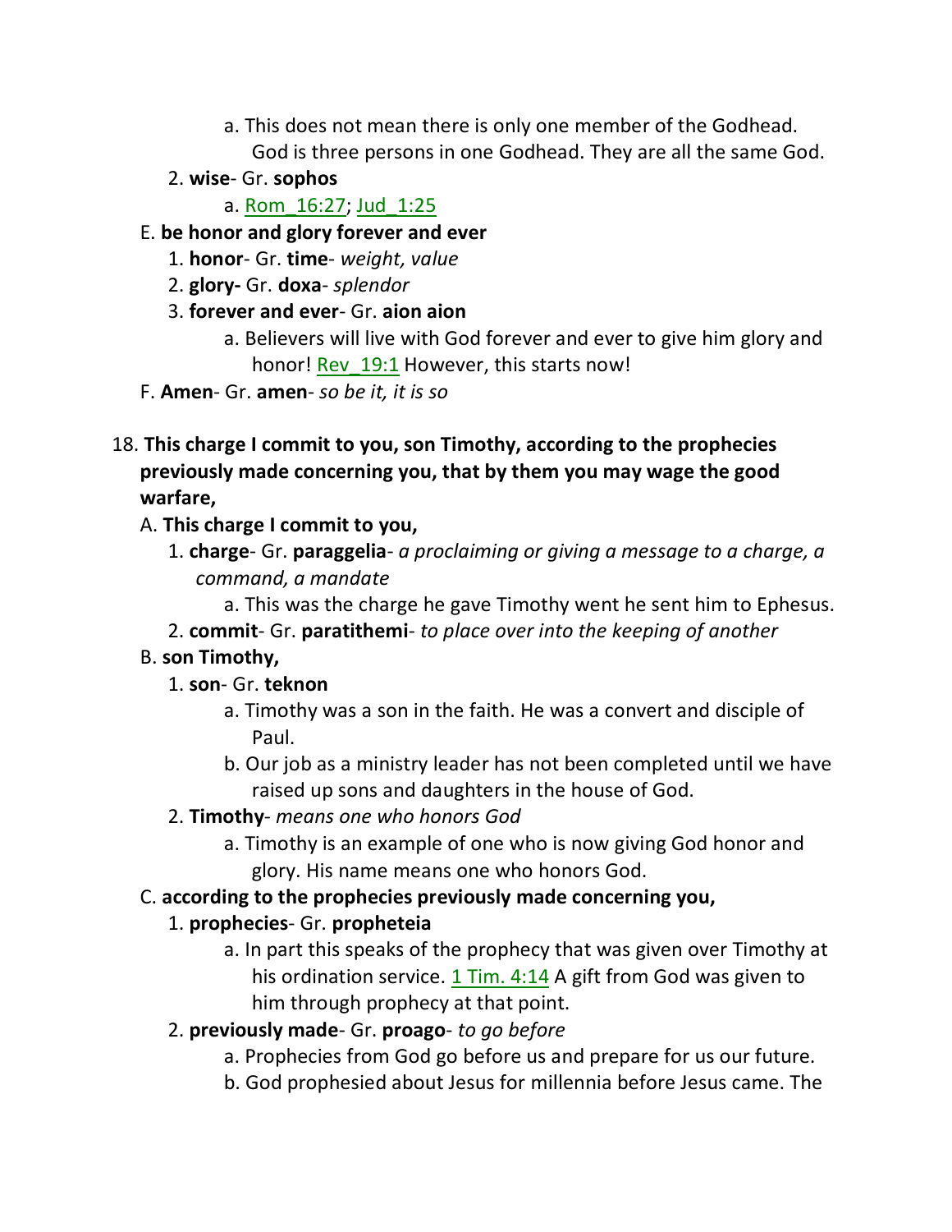a. This does not mean there is only one member of the Godhead. God is three persons in one Godhead. They are all the same God.

    2. **wise**- Gr. **sophos**

            a. Rom_16:27; Jud_1:25

  E. **be honor and glory forever and ever**

    1. **honor**- Gr. **time**- *weight, value*

    2. **glory-** Gr. **doxa**- *splendor*

    3. **forever and ever**- Gr. **aion aion**

            a. Believers will live with God forever and ever to give him glory and honor! Rev_19:1 However, this starts now!

  F. **Amen**- Gr. **amen**- *so be it, it is so*

18. **This charge I commit to you, son Timothy, according to the prophecies previously made concerning you, that by them you may wage the good warfare,**

  A. **This charge I commit to you,**

    1. **charge**- Gr. **paraggelia**- *a proclaiming or giving a message to a charge, a command, a mandate*

            a. This was the charge he gave Timothy went he sent him to Ephesus.

    2. **commit**- Gr. **paratithemi**- *to place over into the keeping of another*

  B. **son Timothy,**

    1. **son**- Gr. **teknon**

            a. Timothy was a son in the faith. He was a convert and disciple of Paul.

            b. Our job as a ministry leader has not been completed until we have raised up sons and daughters in the house of God.

    2. **Timothy**- *means one who honors God*

            a. Timothy is an example of one who is now giving God honor and glory. His name means one who honors God.

  C. **according to the prophecies previously made concerning you,**

    1. **prophecies**- Gr. **propheteia**

            a. In part this speaks of the prophecy that was given over Timothy at his ordination service. 1 Tim. 4:14 A gift from God was given to him through prophecy at that point.

    2. **previously made**- Gr. **proago**- *to go before*

            a. Prophecies from God go before us and prepare for us our future.

            b. God prophesied about Jesus for millennia before Jesus came. The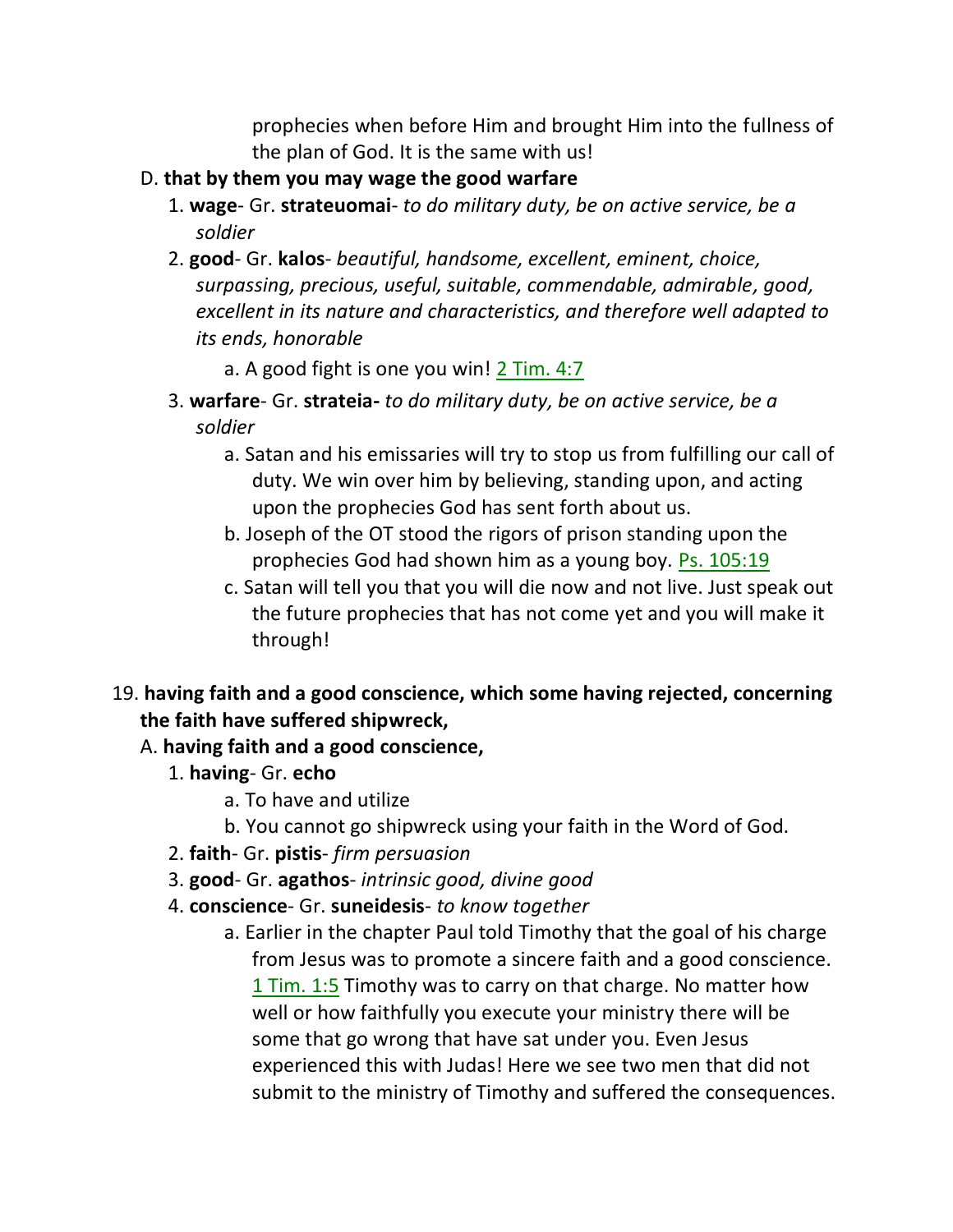prophecies when before Him and brought Him into the fullness of the plan of God. It is the same with us!

D. **that by them you may wage the good warfare**

1. **wage**- Gr. **strateuomai**- *to do military duty, be on active service, be a soldier*
2. **good**- Gr. **kalos**- *beautiful, handsome, excellent, eminent, choice, surpassing, precious, useful, suitable, commendable, admirable, good, excellent in its nature and characteristics, and therefore well adapted to its ends, honorable*
   a. A good fight is one you win! 2 Tim. 4:7
3. **warfare**- Gr. **strateia-** *to do military duty, be on active service, be a soldier*
   a. Satan and his emissaries will try to stop us from fulfilling our call of duty. We win over him by believing, standing upon, and acting upon the prophecies God has sent forth about us.
   b. Joseph of the OT stood the rigors of prison standing upon the prophecies God had shown him as a young boy. Ps. 105:19
   c. Satan will tell you that you will die now and not live. Just speak out the future prophecies that has not come yet and you will make it through!

19. **having faith and a good conscience, which some having rejected, concerning the faith have suffered shipwreck,**

A. **having faith and a good conscience,**

1. **having**- Gr. **echo**
   a. To have and utilize
   b. You cannot go shipwreck using your faith in the Word of God.
2. **faith**- Gr. **pistis**- *firm persuasion*
3. **good**- Gr. **agathos**- *intrinsic good, divine good*
4. **conscience**- Gr. **suneidesis**- *to know together*
   a. Earlier in the chapter Paul told Timothy that the goal of his charge from Jesus was to promote a sincere faith and a good conscience. 1 Tim. 1:5 Timothy was to carry on that charge. No matter how well or how faithfully you execute your ministry there will be some that go wrong that have sat under you. Even Jesus experienced this with Judas! Here we see two men that did not submit to the ministry of Timothy and suffered the consequences.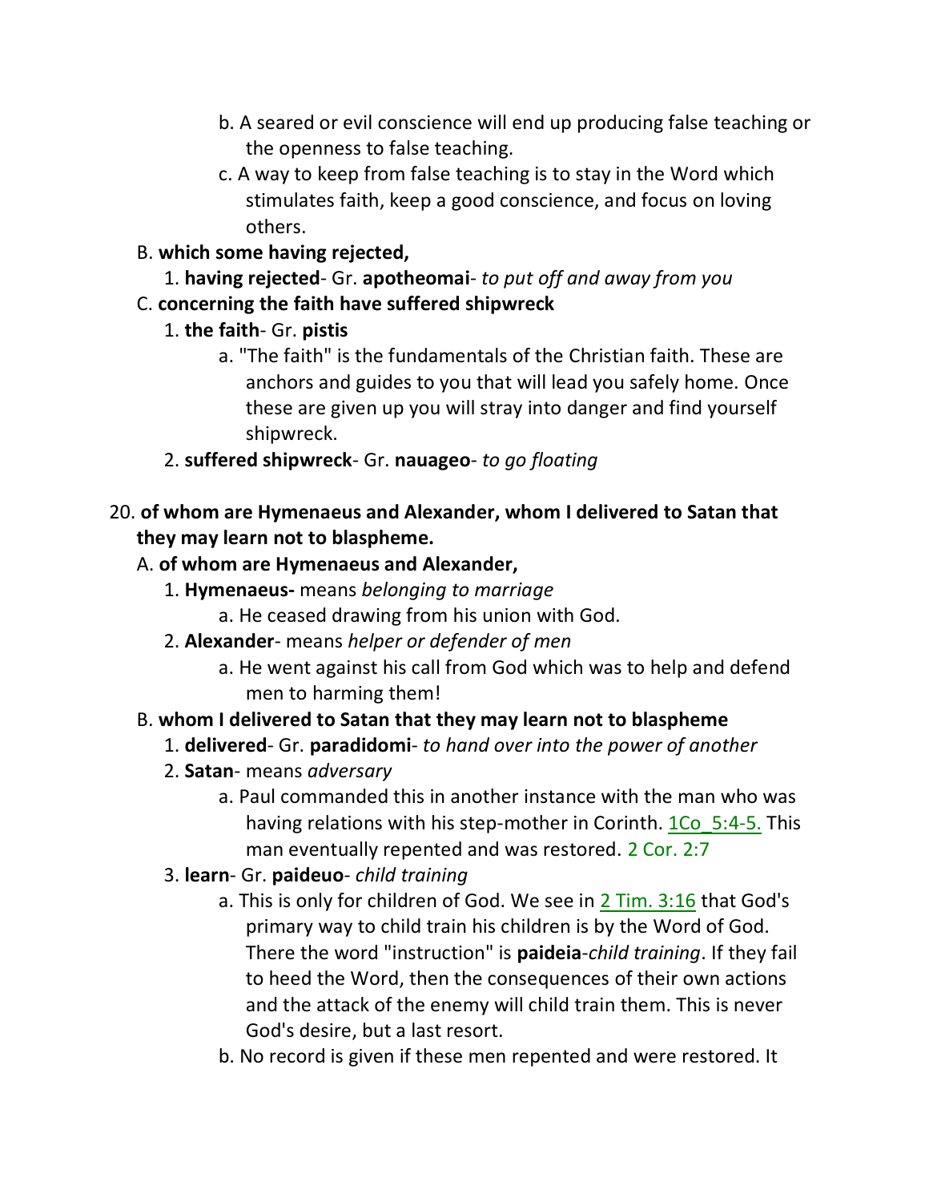b. A seared or evil conscience will end up producing false teaching or the openness to false teaching.

c. A way to keep from false teaching is to stay in the Word which stimulates faith, keep a good conscience, and focus on loving others.

B. **which some having rejected,**

1. **having rejected**- Gr. **apotheomai**- *to put off and away from you*

C. **concerning the faith have suffered shipwreck**

1. **the faith**- Gr. **pistis**

a. "The faith" is the fundamentals of the Christian faith. These are anchors and guides to you that will lead you safely home. Once these are given up you will stray into danger and find yourself shipwreck.

2. **suffered shipwreck**- Gr. **nauageo**- *to go floating*

20. **of whom are Hymenaeus and Alexander, whom I delivered to Satan that they may learn not to blaspheme.**

A. **of whom are Hymenaeus and Alexander,**

1. **Hymenaeus-** means *belonging to marriage*

a. He ceased drawing from his union with God.

2. **Alexander**- means *helper or defender of men*

a. He went against his call from God which was to help and defend men to harming them!

B. **whom I delivered to Satan that they may learn not to blaspheme**

1. **delivered**- Gr. **paradidomi**- *to hand over into the power of another*

2. **Satan**- means *adversary*

a. Paul commanded this in another instance with the man who was having relations with his step-mother in Corinth. 1Co_5:4-5. This man eventually repented and was restored. 2 Cor. 2:7

3. **learn**- Gr. **paideuo**- *child training*

a. This is only for children of God. We see in 2 Tim. 3:16 that God's primary way to child train his children is by the Word of God. There the word "instruction" is **paideia**-*child training*. If they fail to heed the Word, then the consequences of their own actions and the attack of the enemy will child train them. This is never God's desire, but a last resort.

b. No record is given if these men repented and were restored. It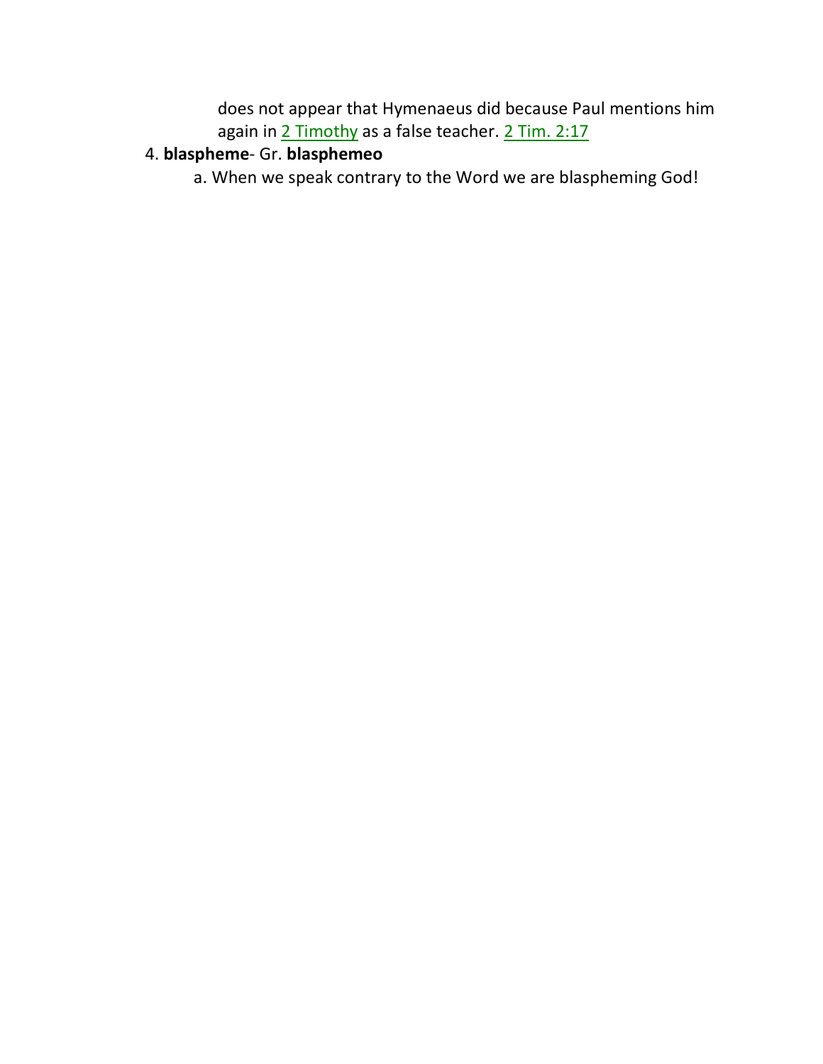does not appear that Hymenaeus did because Paul mentions him again in 2 Timothy as a false teacher. 2 Tim. 2:17

4. **blaspheme**- Gr. **blasphemeo**
    a. When we speak contrary to the Word we are blaspheming God!